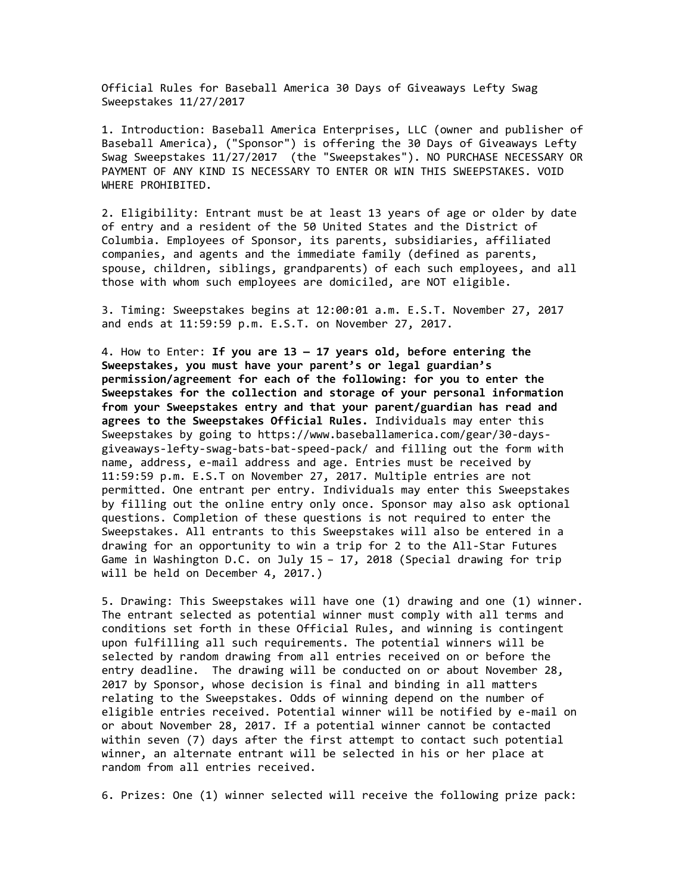# Official Rules for Baseball America 30 Days of Giveaways Lefty Swag Sweepstakes 11/27/2017

1. Introduction: Baseball America Enterprises, LLC (owner and publisher of Baseball America), ("Sponsor") is offering the 30 Days of Giveaways Lefty Swag Sweepstakes 11/27/2017 (the "Sweepstakes"). NO PURCHASE NECESSARY OR PAYMENT OF ANY KIND IS NECESSARY TO ENTER OR WIN THIS SWEEPSTAKES. VOID WHERE PROHIBITED.

2. Eligibility: Entrant must be at least 13 years of age or older by date of entry and a resident of the 50 United States and the District of Columbia. Employees of Sponsor, its parents, subsidiaries, affiliated companies, and agents and the immediate family (defined as parents, spouse, children, siblings, grandparents) of each such employees, and all those with whom such employees are domiciled, are NOT eligible.

3. Timing: Sweepstakes begins at 12:00:01 a.m. E.S.T. November 27, 2017 and ends at 11:59:59 p.m. E.S.T. on November 27, 2017.

4. How to Enter: **If you are 13 – 17 years old, before entering the Sweepstakes, you must have your parent's or legal guardian's permission/agreement for each of the following: for you to enter the Sweepstakes for the collection and storage of your personal information from your Sweepstakes entry and that your parent/guardian has read and agrees to the Sweepstakes Official Rules.** Individuals may enter this Sweepstakes by going to https://www.baseballamerica.com/gear/30-days-giveaways-lefty-swag-bats-bat-speed-pack/ and filling out the form with name, address, e-mail address and age. Entries must be received by 11:59:59 p.m. E.S.T on November 27, 2017. Multiple entries are not permitted. One entrant per entry. Individuals may enter this Sweepstakes by filling out the online entry only once. Sponsor may also ask optional questions. Completion of these questions is not required to enter the Sweepstakes. All entrants to this Sweepstakes will also be entered in a drawing for an opportunity to win a trip for 2 to the All-Star Futures Game in Washington D.C. on July 15 – 17, 2018 (Special drawing for trip will be held on December 4, 2017.)

5. Drawing: This Sweepstakes will have one (1) drawing and one (1) winner. The entrant selected as potential winner must comply with all terms and conditions set forth in these Official Rules, and winning is contingent upon fulfilling all such requirements. The potential winners will be selected by random drawing from all entries received on or before the entry deadline. The drawing will be conducted on or about November 28, 2017 by Sponsor, whose decision is final and binding in all matters relating to the Sweepstakes. Odds of winning depend on the number of eligible entries received. Potential winner will be notified by e-mail on or about November 28, 2017. If a potential winner cannot be contacted within seven (7) days after the first attempt to contact such potential winner, an alternate entrant will be selected in his or her place at random from all entries received.

6. Prizes: One (1) winner selected will receive the following prize pack: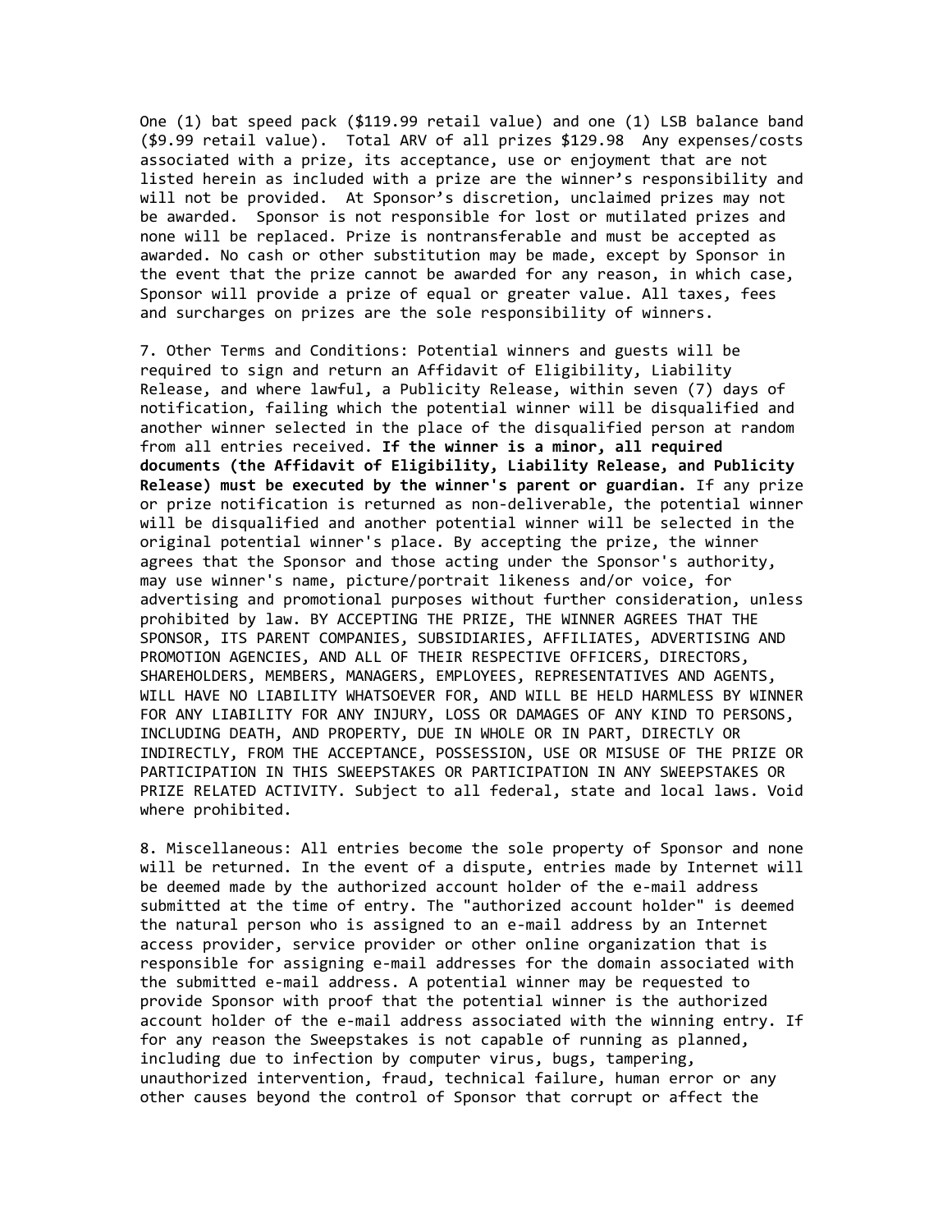One (1) bat speed pack ($119.99 retail value) and one (1) LSB balance band ($9.99 retail value). Total ARV of all prizes $129.98 Any expenses/costs associated with a prize, its acceptance, use or enjoyment that are not listed herein as included with a prize are the winner's responsibility and will not be provided. At Sponsor's discretion, unclaimed prizes may not be awarded. Sponsor is not responsible for lost or mutilated prizes and none will be replaced. Prize is nontransferable and must be accepted as awarded. No cash or other substitution may be made, except by Sponsor in the event that the prize cannot be awarded for any reason, in which case, Sponsor will provide a prize of equal or greater value. All taxes, fees and surcharges on prizes are the sole responsibility of winners.

7. Other Terms and Conditions: Potential winners and guests will be required to sign and return an Affidavit of Eligibility, Liability Release, and where lawful, a Publicity Release, within seven (7) days of notification, failing which the potential winner will be disqualified and another winner selected in the place of the disqualified person at random from all entries received. **If the winner is a minor, all required documents (the Affidavit of Eligibility, Liability Release, and Publicity Release) must be executed by the winner's parent or guardian.** If any prize or prize notification is returned as non-deliverable, the potential winner will be disqualified and another potential winner will be selected in the original potential winner's place. By accepting the prize, the winner agrees that the Sponsor and those acting under the Sponsor's authority, may use winner's name, picture/portrait likeness and/or voice, for advertising and promotional purposes without further consideration, unless prohibited by law. BY ACCEPTING THE PRIZE, THE WINNER AGREES THAT THE SPONSOR, ITS PARENT COMPANIES, SUBSIDIARIES, AFFILIATES, ADVERTISING AND PROMOTION AGENCIES, AND ALL OF THEIR RESPECTIVE OFFICERS, DIRECTORS, SHAREHOLDERS, MEMBERS, MANAGERS, EMPLOYEES, REPRESENTATIVES AND AGENTS, WILL HAVE NO LIABILITY WHATSOEVER FOR, AND WILL BE HELD HARMLESS BY WINNER FOR ANY LIABILITY FOR ANY INJURY, LOSS OR DAMAGES OF ANY KIND TO PERSONS, INCLUDING DEATH, AND PROPERTY, DUE IN WHOLE OR IN PART, DIRECTLY OR INDIRECTLY, FROM THE ACCEPTANCE, POSSESSION, USE OR MISUSE OF THE PRIZE OR PARTICIPATION IN THIS SWEEPSTAKES OR PARTICIPATION IN ANY SWEEPSTAKES OR PRIZE RELATED ACTIVITY. Subject to all federal, state and local laws. Void where prohibited.

8. Miscellaneous: All entries become the sole property of Sponsor and none will be returned. In the event of a dispute, entries made by Internet will be deemed made by the authorized account holder of the e-mail address submitted at the time of entry. The "authorized account holder" is deemed the natural person who is assigned to an e-mail address by an Internet access provider, service provider or other online organization that is responsible for assigning e-mail addresses for the domain associated with the submitted e-mail address. A potential winner may be requested to provide Sponsor with proof that the potential winner is the authorized account holder of the e-mail address associated with the winning entry. If for any reason the Sweepstakes is not capable of running as planned, including due to infection by computer virus, bugs, tampering, unauthorized intervention, fraud, technical failure, human error or any other causes beyond the control of Sponsor that corrupt or affect the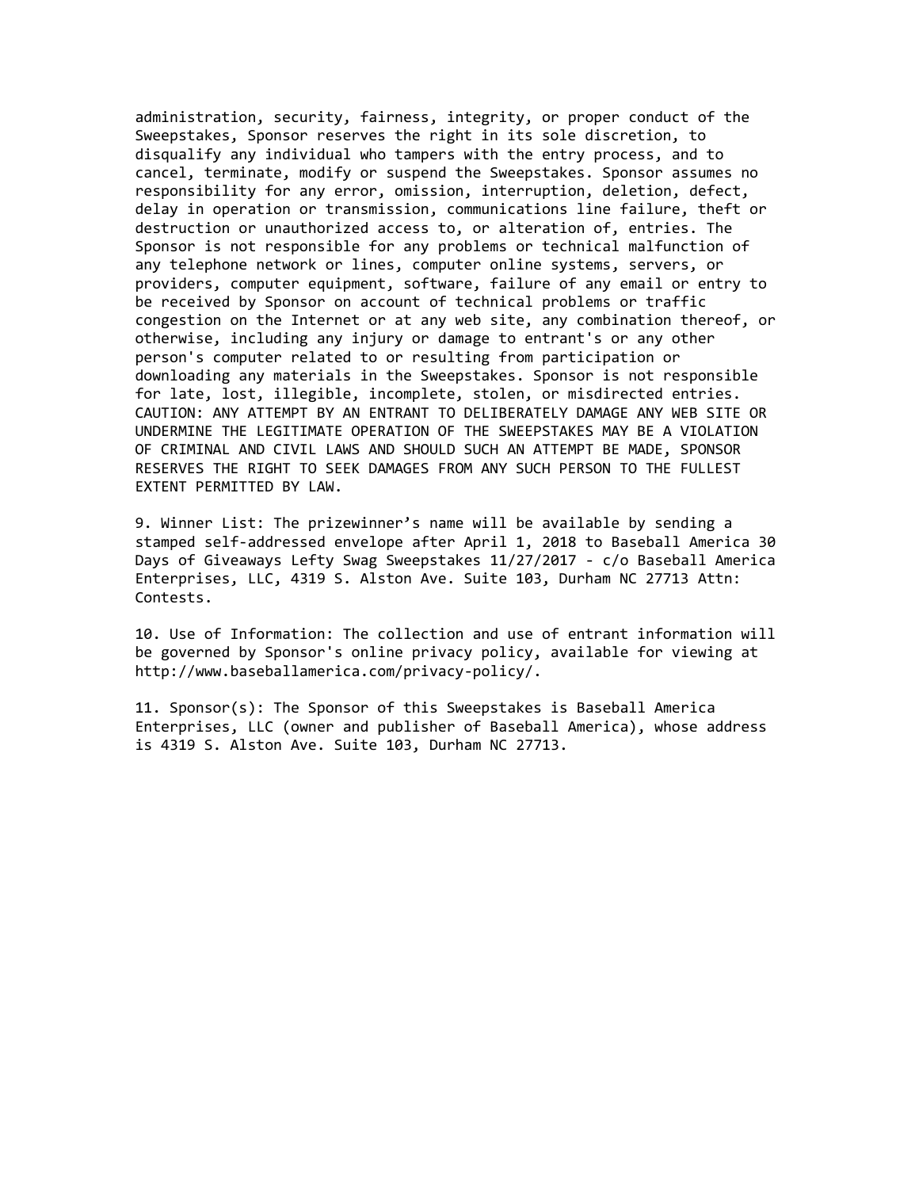administration, security, fairness, integrity, or proper conduct of the Sweepstakes, Sponsor reserves the right in its sole discretion, to disqualify any individual who tampers with the entry process, and to cancel, terminate, modify or suspend the Sweepstakes. Sponsor assumes no responsibility for any error, omission, interruption, deletion, defect, delay in operation or transmission, communications line failure, theft or destruction or unauthorized access to, or alteration of, entries. The Sponsor is not responsible for any problems or technical malfunction of any telephone network or lines, computer online systems, servers, or providers, computer equipment, software, failure of any email or entry to be received by Sponsor on account of technical problems or traffic congestion on the Internet or at any web site, any combination thereof, or otherwise, including any injury or damage to entrant's or any other person's computer related to or resulting from participation or downloading any materials in the Sweepstakes. Sponsor is not responsible for late, lost, illegible, incomplete, stolen, or misdirected entries. CAUTION: ANY ATTEMPT BY AN ENTRANT TO DELIBERATELY DAMAGE ANY WEB SITE OR UNDERMINE THE LEGITIMATE OPERATION OF THE SWEEPSTAKES MAY BE A VIOLATION OF CRIMINAL AND CIVIL LAWS AND SHOULD SUCH AN ATTEMPT BE MADE, SPONSOR RESERVES THE RIGHT TO SEEK DAMAGES FROM ANY SUCH PERSON TO THE FULLEST EXTENT PERMITTED BY LAW.

9. Winner List: The prizewinner's name will be available by sending a stamped self-addressed envelope after April 1, 2018 to Baseball America 30 Days of Giveaways Lefty Swag Sweepstakes 11/27/2017 - c/o Baseball America Enterprises, LLC, 4319 S. Alston Ave. Suite 103, Durham NC 27713 Attn: Contests.

10. Use of Information: The collection and use of entrant information will be governed by Sponsor's online privacy policy, available for viewing at http://www.baseballamerica.com/privacy-policy/.

11. Sponsor(s): The Sponsor of this Sweepstakes is Baseball America Enterprises, LLC (owner and publisher of Baseball America), whose address is 4319 S. Alston Ave. Suite 103, Durham NC 27713.